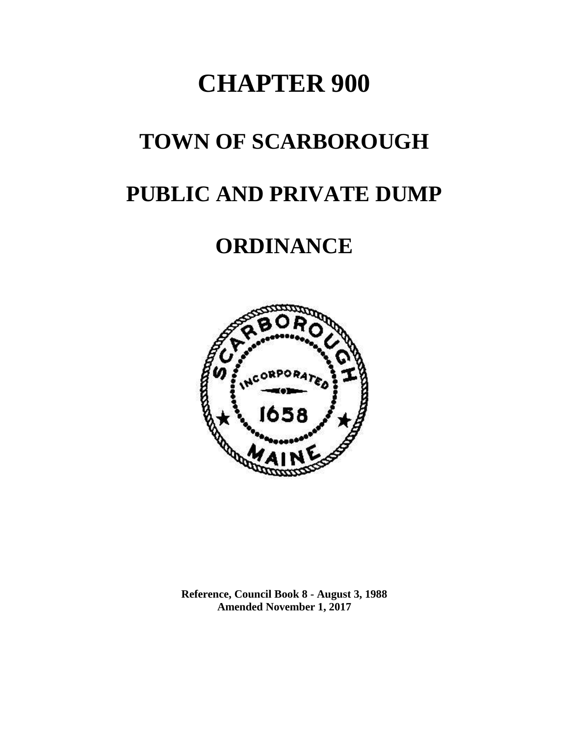# CHAPTER 900

# TOWN OF SCARBOROUGH

# PUBLIC AND PRIVATE DUMP

# ORDINANCE

**Reference, Council Book 8 - August 3, 1988**
**Amended November 1, 2017**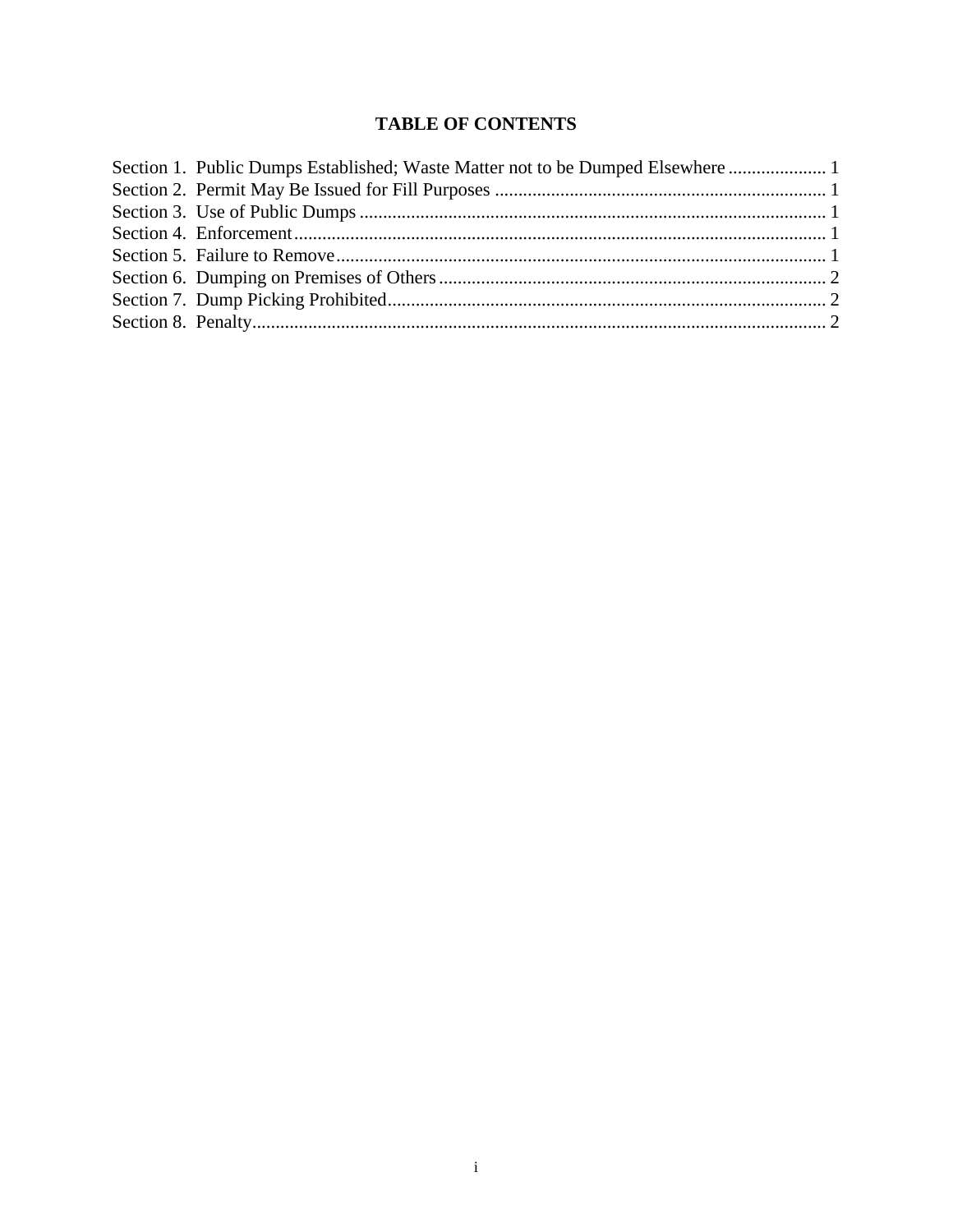## TABLE OF CONTENTS

Section 1. Public Dumps Established; Waste Matter not to be Dumped Elsewhere ..................... 1
Section 2. Permit May Be Issued for Fill Purposes ....................................................................... 1
Section 3. Use of Public Dumps .................................................................................................... 1
Section 4. Enforcement .................................................................................................................. 1
Section 5. Failure to Remove ......................................................................................................... 1
Section 6. Dumping on Premises of Others ................................................................................... 2
Section 7. Dump Picking Prohibited .............................................................................................. 2
Section 8. Penalty ........................................................................................................................... 2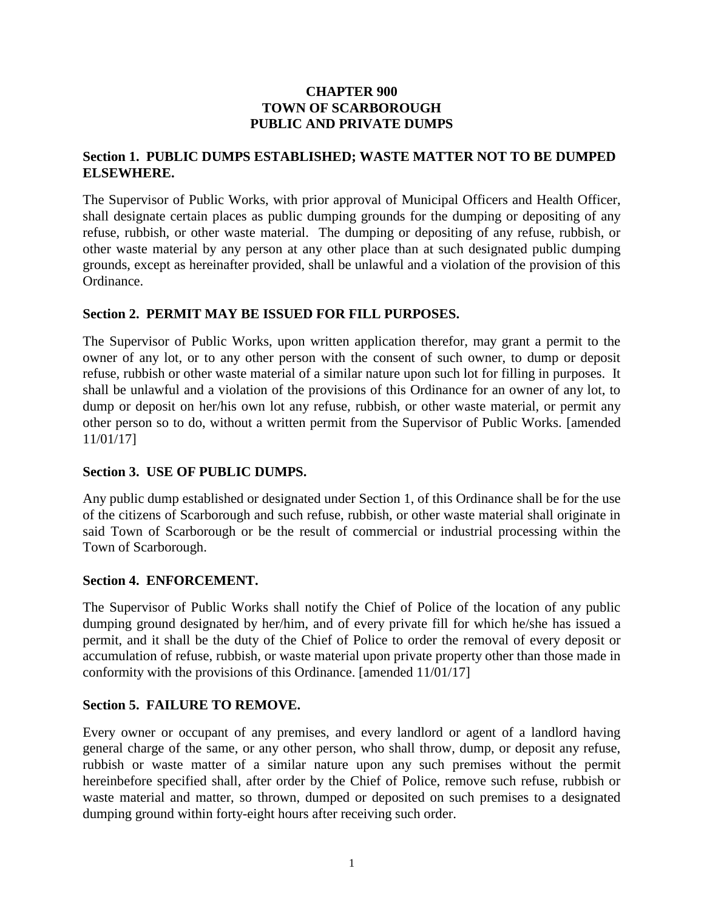# CHAPTER 900
# TOWN OF SCARBOROUGH
# PUBLIC AND PRIVATE DUMPS

### Section 1. PUBLIC DUMPS ESTABLISHED; WASTE MATTER NOT TO BE DUMPED ELSEWHERE.

The Supervisor of Public Works, with prior approval of Municipal Officers and Health Officer, shall designate certain places as public dumping grounds for the dumping or depositing of any refuse, rubbish, or other waste material. The dumping or depositing of any refuse, rubbish, or other waste material by any person at any other place than at such designated public dumping grounds, except as hereinafter provided, shall be unlawful and a violation of the provision of this Ordinance.

### Section 2. PERMIT MAY BE ISSUED FOR FILL PURPOSES.

The Supervisor of Public Works, upon written application therefor, may grant a permit to the owner of any lot, or to any other person with the consent of such owner, to dump or deposit refuse, rubbish or other waste material of a similar nature upon such lot for filling in purposes. It shall be unlawful and a violation of the provisions of this Ordinance for an owner of any lot, to dump or deposit on her/his own lot any refuse, rubbish, or other waste material, or permit any other person so to do, without a written permit from the Supervisor of Public Works. [amended 11/01/17]

### Section 3. USE OF PUBLIC DUMPS.

Any public dump established or designated under Section 1, of this Ordinance shall be for the use of the citizens of Scarborough and such refuse, rubbish, or other waste material shall originate in said Town of Scarborough or be the result of commercial or industrial processing within the Town of Scarborough.

### Section 4. ENFORCEMENT.

The Supervisor of Public Works shall notify the Chief of Police of the location of any public dumping ground designated by her/him, and of every private fill for which he/she has issued a permit, and it shall be the duty of the Chief of Police to order the removal of every deposit or accumulation of refuse, rubbish, or waste material upon private property other than those made in conformity with the provisions of this Ordinance. [amended 11/01/17]

### Section 5. FAILURE TO REMOVE.

Every owner or occupant of any premises, and every landlord or agent of a landlord having general charge of the same, or any other person, who shall throw, dump, or deposit any refuse, rubbish or waste matter of a similar nature upon any such premises without the permit hereinbefore specified shall, after order by the Chief of Police, remove such refuse, rubbish or waste material and matter, so thrown, dumped or deposited on such premises to a designated dumping ground within forty-eight hours after receiving such order.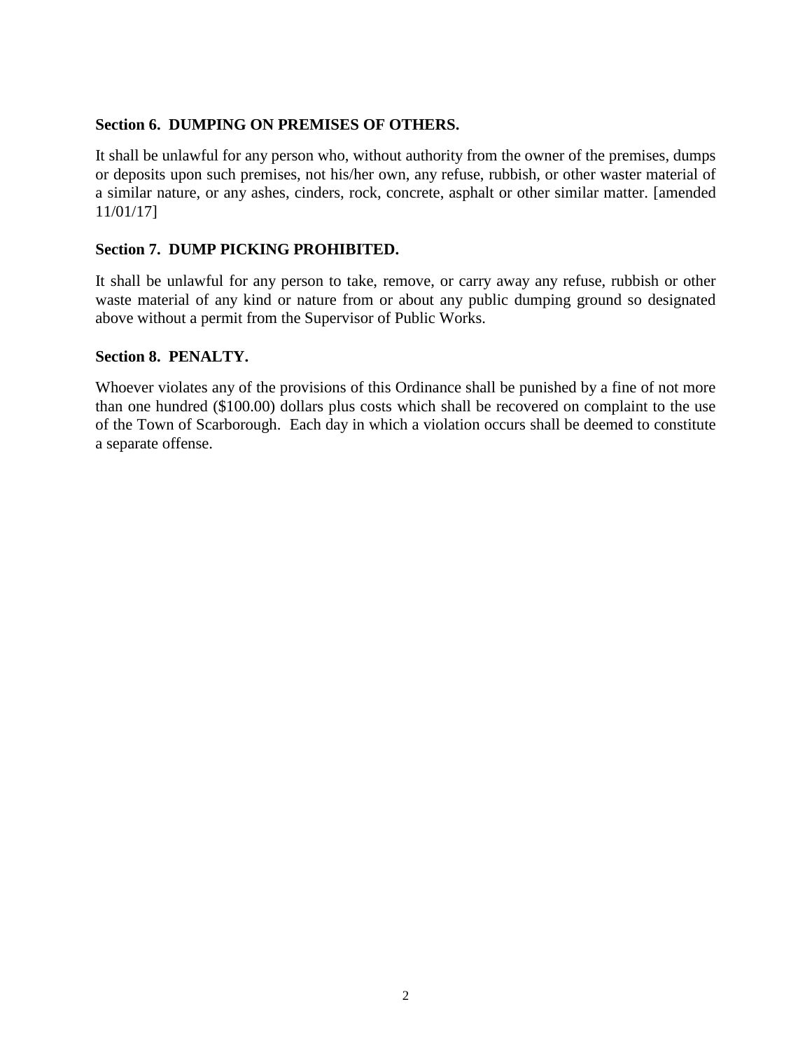### Section 6. DUMPING ON PREMISES OF OTHERS.

It shall be unlawful for any person who, without authority from the owner of the premises, dumps or deposits upon such premises, not his/her own, any refuse, rubbish, or other waster material of a similar nature, or any ashes, cinders, rock, concrete, asphalt or other similar matter. [amended 11/01/17]

### Section 7. DUMP PICKING PROHIBITED.

It shall be unlawful for any person to take, remove, or carry away any refuse, rubbish or other waste material of any kind or nature from or about any public dumping ground so designated above without a permit from the Supervisor of Public Works.

### Section 8. PENALTY.

Whoever violates any of the provisions of this Ordinance shall be punished by a fine of not more than one hundred ($100.00) dollars plus costs which shall be recovered on complaint to the use of the Town of Scarborough. Each day in which a violation occurs shall be deemed to constitute a separate offense.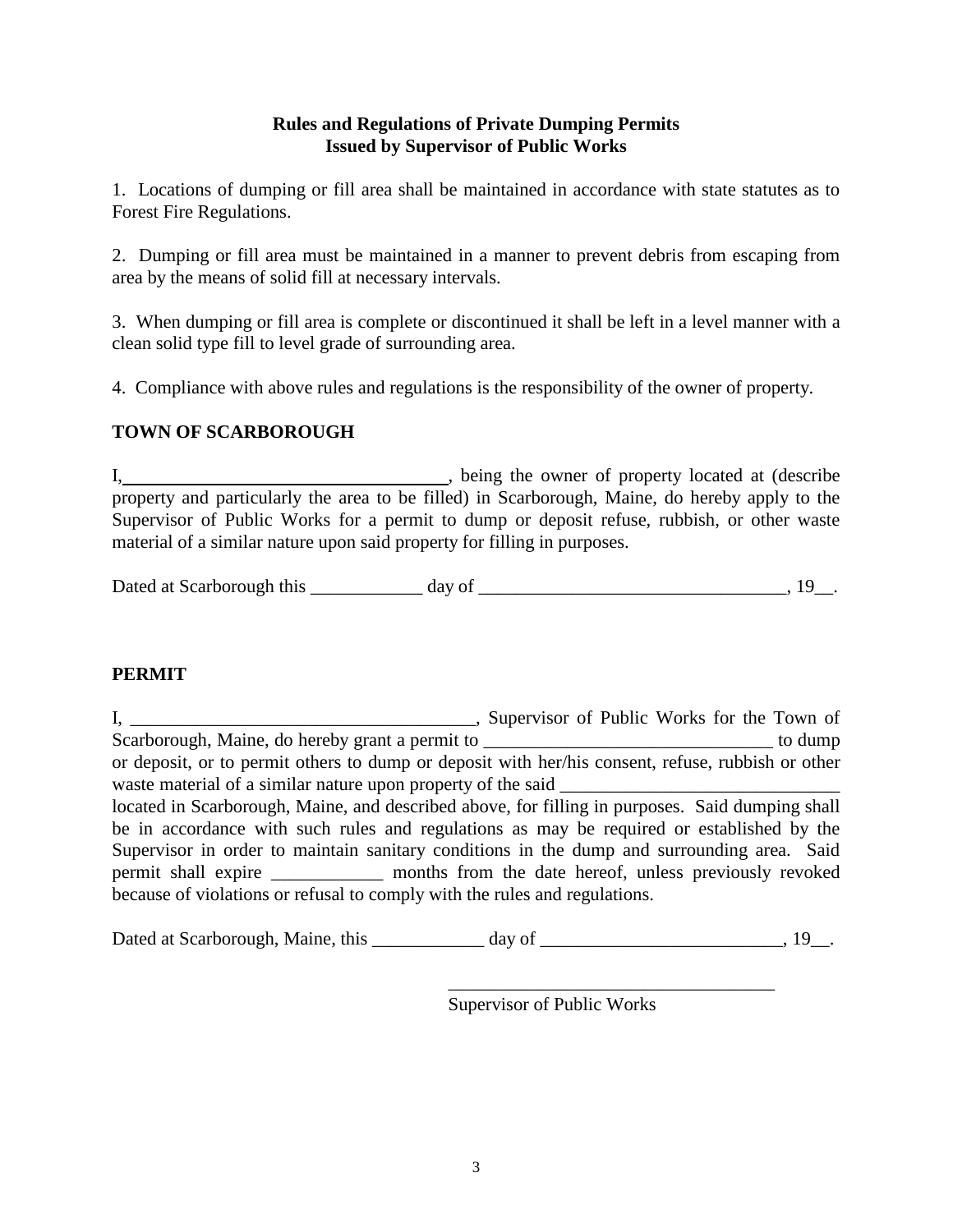**Rules and Regulations of Private Dumping Permits**
**Issued by Supervisor of Public Works**

1. Locations of dumping or fill area shall be maintained in accordance with state statutes as to Forest Fire Regulations.

2. Dumping or fill area must be maintained in a manner to prevent debris from escaping from area by the means of solid fill at necessary intervals.

3. When dumping or fill area is complete or discontinued it shall be left in a level manner with a clean solid type fill to level grade of surrounding area.

4. Compliance with above rules and regulations is the responsibility of the owner of property.

**TOWN OF SCARBOROUGH**

I,\_\_\_\_\_\_\_\_\_\_\_\_\_\_\_\_\_\_\_\_\_\_\_\_\_\_\_\_\_\_\_\_\_\_\_\_, being the owner of property located at (describe property and particularly the area to be filled) in Scarborough, Maine, do hereby apply to the Supervisor of Public Works for a permit to dump or deposit refuse, rubbish, or other waste material of a similar nature upon said property for filling in purposes.

Dated at Scarborough this \_\_\_\_\_\_\_\_\_\_\_\_ day of \_\_\_\_\_\_\_\_\_\_\_\_\_\_\_\_\_\_\_\_\_\_\_\_\_\_\_\_\_\_\_\_\_, 19\_\_.

**PERMIT**

I, \_\_\_\_\_\_\_\_\_\_\_\_\_\_\_\_\_\_\_\_\_\_\_\_\_\_\_\_\_\_\_\_\_\_\_\_\_\_, Supervisor of Public Works for the Town of Scarborough, Maine, do hereby grant a permit to \_\_\_\_\_\_\_\_\_\_\_\_\_\_\_\_\_\_\_\_\_\_\_\_\_\_\_\_\_\_\_\_ to dump or deposit, or to permit others to dump or deposit with her/his consent, refuse, rubbish or other waste material of a similar nature upon property of the said \_\_\_\_\_\_\_\_\_\_\_\_\_\_\_\_\_\_\_\_\_\_\_\_\_\_\_\_\_\_ located in Scarborough, Maine, and described above, for filling in purposes. Said dumping shall be in accordance with such rules and regulations as may be required or established by the Supervisor in order to maintain sanitary conditions in the dump and surrounding area. Said permit shall expire \_\_\_\_\_\_\_\_\_\_\_\_ months from the date hereof, unless previously revoked because of violations or refusal to comply with the rules and regulations.

Dated at Scarborough, Maine, this \_\_\_\_\_\_\_\_\_\_\_\_ day of \_\_\_\_\_\_\_\_\_\_\_\_\_\_\_\_\_\_\_\_\_\_\_\_\_\_, 19\_\_.

\_\_\_\_\_\_\_\_\_\_\_\_\_\_\_\_\_\_\_\_\_\_\_\_\_\_\_\_\_\_\_\_\_\_\_\_
Supervisor of Public Works